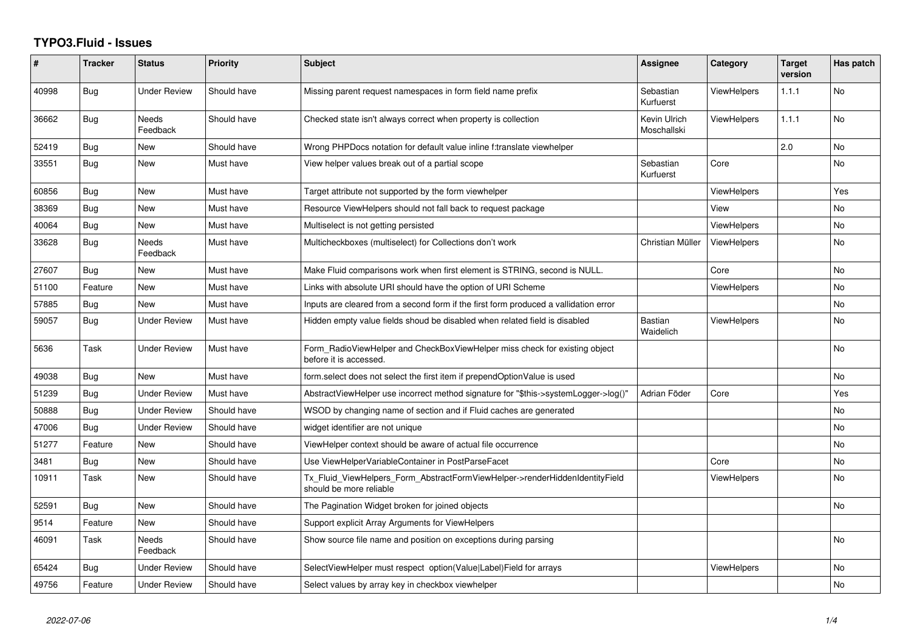# TYPO3.Fluid - Issues

| # | Tracker | Status | Priority | Subject | Assignee | Category | Target version | Has patch |
|---|---|---|---|---|---|---|---|---|
| 40998 | Bug | Under Review | Should have | Missing parent request namespaces in form field name prefix | Sebastian Kurfuerst | ViewHelpers | 1.1.1 | No |
| 36662 | Bug | Needs Feedback | Should have | Checked state isn't always correct when property is collection | Kevin Ulrich Moschallski | ViewHelpers | 1.1.1 | No |
| 52419 | Bug | New | Should have | Wrong PHPDocs notation for default value inline f:translate viewhelper | | | 2.0 | No |
| 33551 | Bug | New | Must have | View helper values break out of a partial scope | Sebastian Kurfuerst | Core | | No |
| 60856 | Bug | New | Must have | Target attribute not supported by the form viewhelper | | ViewHelpers | | Yes |
| 38369 | Bug | New | Must have | Resource ViewHelpers should not fall back to request package | | View | | No |
| 40064 | Bug | New | Must have | Multiselect is not getting persisted | | ViewHelpers | | No |
| 33628 | Bug | Needs Feedback | Must have | Multicheckboxes (multiselect) for Collections don't work | Christian Müller | ViewHelpers | | No |
| 27607 | Bug | New | Must have | Make Fluid comparisons work when first element is STRING, second is NULL. | | Core | | No |
| 51100 | Feature | New | Must have | Links with absolute URI should have the option of URI Scheme | | ViewHelpers | | No |
| 57885 | Bug | New | Must have | Inputs are cleared from a second form if the first form produced a vallidation error | | | | No |
| 59057 | Bug | Under Review | Must have | Hidden empty value fields shoud be disabled when related field is disabled | Bastian Waidelich | ViewHelpers | | No |
| 5636 | Task | Under Review | Must have | Form_RadioViewHelper and CheckBoxViewHelper miss check for existing object before it is accessed. | | | | No |
| 49038 | Bug | New | Must have | form.select does not select the first item if prependOptionValue is used | | | | No |
| 51239 | Bug | Under Review | Must have | AbstractViewHelper use incorrect method signature for "$this->systemLogger->log()" | Adrian Föder | Core | | Yes |
| 50888 | Bug | Under Review | Should have | WSOD by changing name of section and if Fluid caches are generated | | | | No |
| 47006 | Bug | Under Review | Should have | widget identifier are not unique | | | | No |
| 51277 | Feature | New | Should have | ViewHelper context should be aware of actual file occurrence | | | | No |
| 3481 | Bug | New | Should have | Use ViewHelperVariableContainer in PostParseFacet | | Core | | No |
| 10911 | Task | New | Should have | Tx_Fluid_ViewHelpers_Form_AbstractFormViewHelper->renderHiddenIdentityField should be more reliable | | ViewHelpers | | No |
| 52591 | Bug | New | Should have | The Pagination Widget broken for joined objects | | | | No |
| 9514 | Feature | New | Should have | Support explicit Array Arguments for ViewHelpers | | | | |
| 46091 | Task | Needs Feedback | Should have | Show source file name and position on exceptions during parsing | | | | No |
| 65424 | Bug | Under Review | Should have | SelectViewHelper must respect option(Value\|Label)Field for arrays | | ViewHelpers | | No |
| 49756 | Feature | Under Review | Should have | Select values by array key in checkbox viewhelper | | | | No |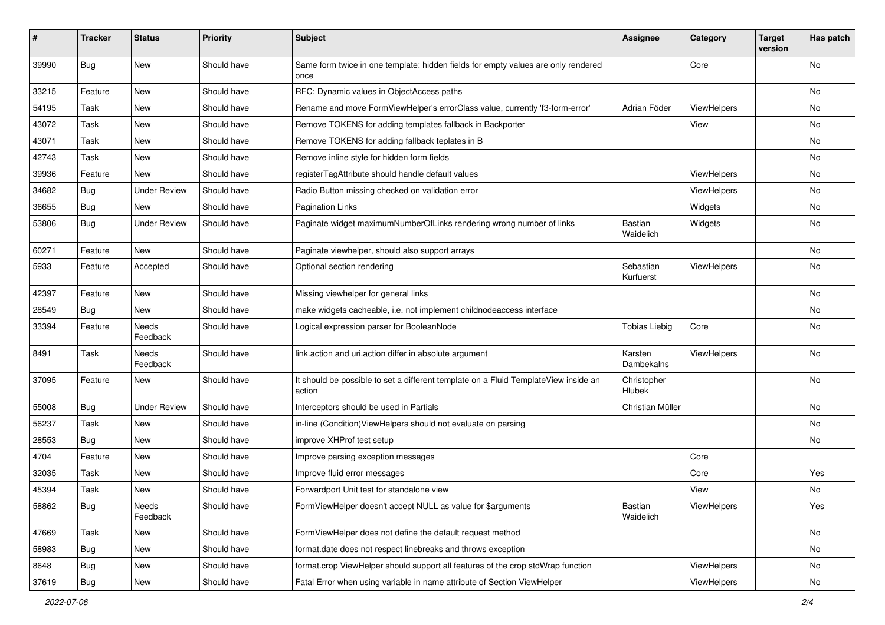| # | Tracker | Status | Priority | Subject | Assignee | Category | Target version | Has patch |
|---|---|---|---|---|---|---|---|---|
| 39990 | Bug | New | Should have | Same form twice in one template: hidden fields for empty values are only rendered once | | Core | | No |
| 33215 | Feature | New | Should have | RFC: Dynamic values in ObjectAccess paths | | | | No |
| 54195 | Task | New | Should have | Rename and move FormViewHelper's errorClass value, currently 'f3-form-error' | Adrian Föder | ViewHelpers | | No |
| 43072 | Task | New | Should have | Remove TOKENS for adding templates fallback in Backporter | | View | | No |
| 43071 | Task | New | Should have | Remove TOKENS for adding fallback teplates in B | | | | No |
| 42743 | Task | New | Should have | Remove inline style for hidden form fields | | | | No |
| 39936 | Feature | New | Should have | registerTagAttribute should handle default values | | ViewHelpers | | No |
| 34682 | Bug | Under Review | Should have | Radio Button missing checked on validation error | | ViewHelpers | | No |
| 36655 | Bug | New | Should have | Pagination Links | | Widgets | | No |
| 53806 | Bug | Under Review | Should have | Paginate widget maximumNumberOfLinks rendering wrong number of links | Bastian Waidelich | Widgets | | No |
| 60271 | Feature | New | Should have | Paginate viewhelper, should also support arrays | | | | No |
| 5933 | Feature | Accepted | Should have | Optional section rendering | Sebastian Kurfuerst | ViewHelpers | | No |
| 42397 | Feature | New | Should have | Missing viewhelper for general links | | | | No |
| 28549 | Bug | New | Should have | make widgets cacheable, i.e. not implement childnodeaccess interface | | | | No |
| 33394 | Feature | Needs Feedback | Should have | Logical expression parser for BooleanNode | Tobias Liebig | Core | | No |
| 8491 | Task | Needs Feedback | Should have | link.action and uri.action differ in absolute argument | Karsten Dambekalns | ViewHelpers | | No |
| 37095 | Feature | New | Should have | It should be possible to set a different template on a Fluid TemplateView inside an action | Christopher Hlubek | | | No |
| 55008 | Bug | Under Review | Should have | Interceptors should be used in Partials | Christian Müller | | | No |
| 56237 | Task | New | Should have | in-line (Condition)ViewHelpers should not evaluate on parsing | | | | No |
| 28553 | Bug | New | Should have | improve XHProf test setup | | | | No |
| 4704 | Feature | New | Should have | Improve parsing exception messages | | Core | | |
| 32035 | Task | New | Should have | Improve fluid error messages | | Core | | Yes |
| 45394 | Task | New | Should have | Forwardport Unit test for standalone view | | View | | No |
| 58862 | Bug | Needs Feedback | Should have | FormViewHelper doesn't accept NULL as value for $arguments | Bastian Waidelich | ViewHelpers | | Yes |
| 47669 | Task | New | Should have | FormViewHelper does not define the default request method | | | | No |
| 58983 | Bug | New | Should have | format.date does not respect linebreaks and throws exception | | | | No |
| 8648 | Bug | New | Should have | format.crop ViewHelper should support all features of the crop stdWrap function | | ViewHelpers | | No |
| 37619 | Bug | New | Should have | Fatal Error when using variable in name attribute of Section ViewHelper | | ViewHelpers | | No |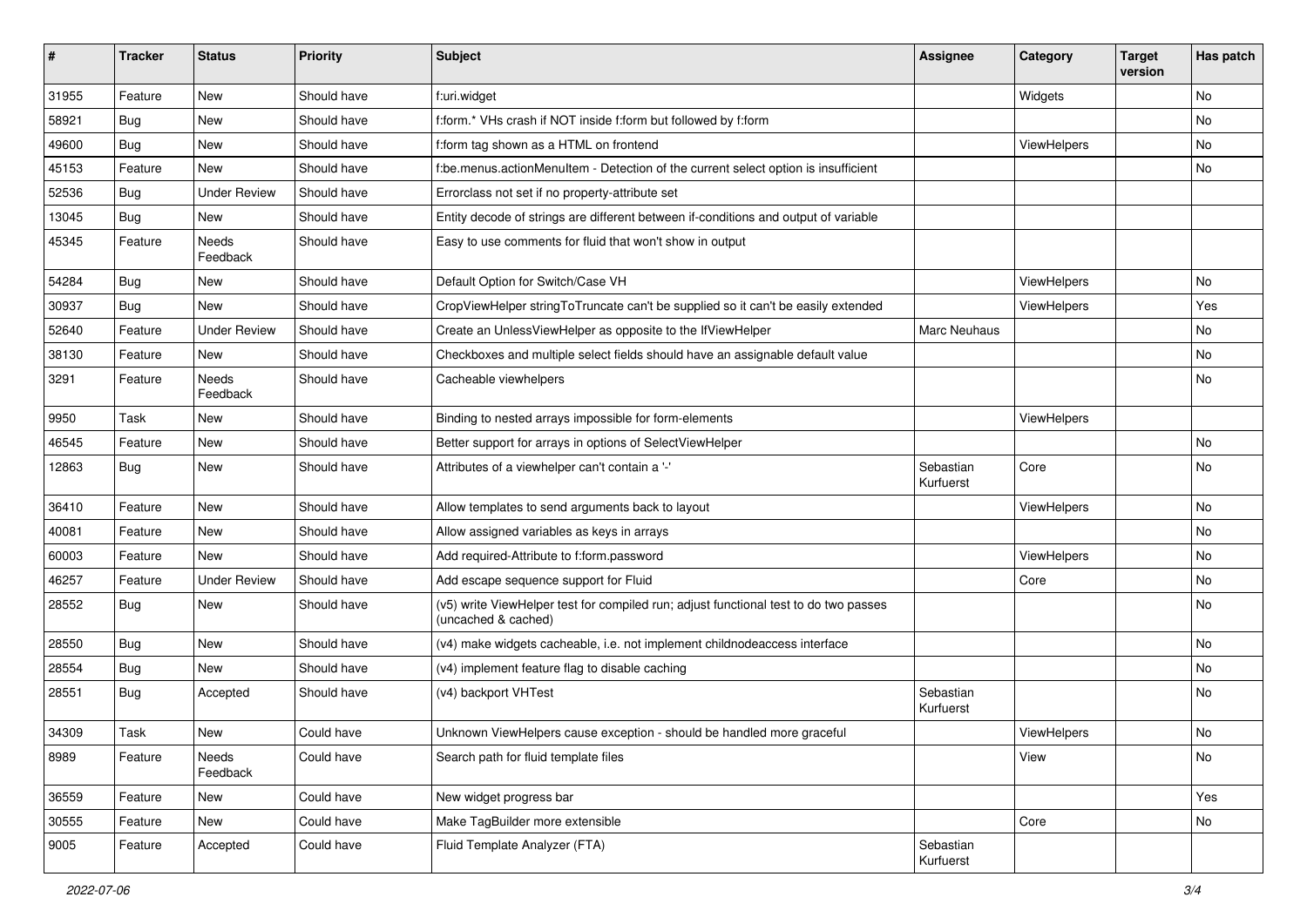| # | Tracker | Status | Priority | Subject | Assignee | Category | Target version | Has patch |
|---|---|---|---|---|---|---|---|---|
| 31955 | Feature | New | Should have | f:uri.widget | | Widgets | | No |
| 58921 | Bug | New | Should have | f:form.* VHs crash if NOT inside f:form but followed by f:form | | | | No |
| 49600 | Bug | New | Should have | f:form tag shown as a HTML on frontend | | ViewHelpers | | No |
| 45153 | Feature | New | Should have | f:be.menus.actionMenuItem - Detection of the current select option is insufficient | | | | No |
| 52536 | Bug | Under Review | Should have | Errorclass not set if no property-attribute set | | | | |
| 13045 | Bug | New | Should have | Entity decode of strings are different between if-conditions and output of variable | | | | |
| 45345 | Feature | Needs Feedback | Should have | Easy to use comments for fluid that won't show in output | | | | |
| 54284 | Bug | New | Should have | Default Option for Switch/Case VH | | ViewHelpers | | No |
| 30937 | Bug | New | Should have | CropViewHelper stringToTruncate can't be supplied so it can't be easily extended | | ViewHelpers | | Yes |
| 52640 | Feature | Under Review | Should have | Create an UnlessViewHelper as opposite to the IfViewHelper | Marc Neuhaus | | | No |
| 38130 | Feature | New | Should have | Checkboxes and multiple select fields should have an assignable default value | | | | No |
| 3291 | Feature | Needs Feedback | Should have | Cacheable viewhelpers | | | | No |
| 9950 | Task | New | Should have | Binding to nested arrays impossible for form-elements | | ViewHelpers | | |
| 46545 | Feature | New | Should have | Better support for arrays in options of SelectViewHelper | | | | No |
| 12863 | Bug | New | Should have | Attributes of a viewhelper can't contain a '-' | Sebastian Kurfuerst | Core | | No |
| 36410 | Feature | New | Should have | Allow templates to send arguments back to layout | | ViewHelpers | | No |
| 40081 | Feature | New | Should have | Allow assigned variables as keys in arrays | | | | No |
| 60003 | Feature | New | Should have | Add required-Attribute to f:form.password | | ViewHelpers | | No |
| 46257 | Feature | Under Review | Should have | Add escape sequence support for Fluid | | Core | | No |
| 28552 | Bug | New | Should have | (v5) write ViewHelper test for compiled run; adjust functional test to do two passes (uncached & cached) | | | | No |
| 28550 | Bug | New | Should have | (v4) make widgets cacheable, i.e. not implement childnodeaccess interface | | | | No |
| 28554 | Bug | New | Should have | (v4) implement feature flag to disable caching | | | | No |
| 28551 | Bug | Accepted | Should have | (v4) backport VHTest | Sebastian Kurfuerst | | | No |
| 34309 | Task | New | Could have | Unknown ViewHelpers cause exception - should be handled more graceful | | ViewHelpers | | No |
| 8989 | Feature | Needs Feedback | Could have | Search path for fluid template files | | View | | No |
| 36559 | Feature | New | Could have | New widget progress bar | | | | Yes |
| 30555 | Feature | New | Could have | Make TagBuilder more extensible | | Core | | No |
| 9005 | Feature | Accepted | Could have | Fluid Template Analyzer (FTA) | Sebastian Kurfuerst | | | |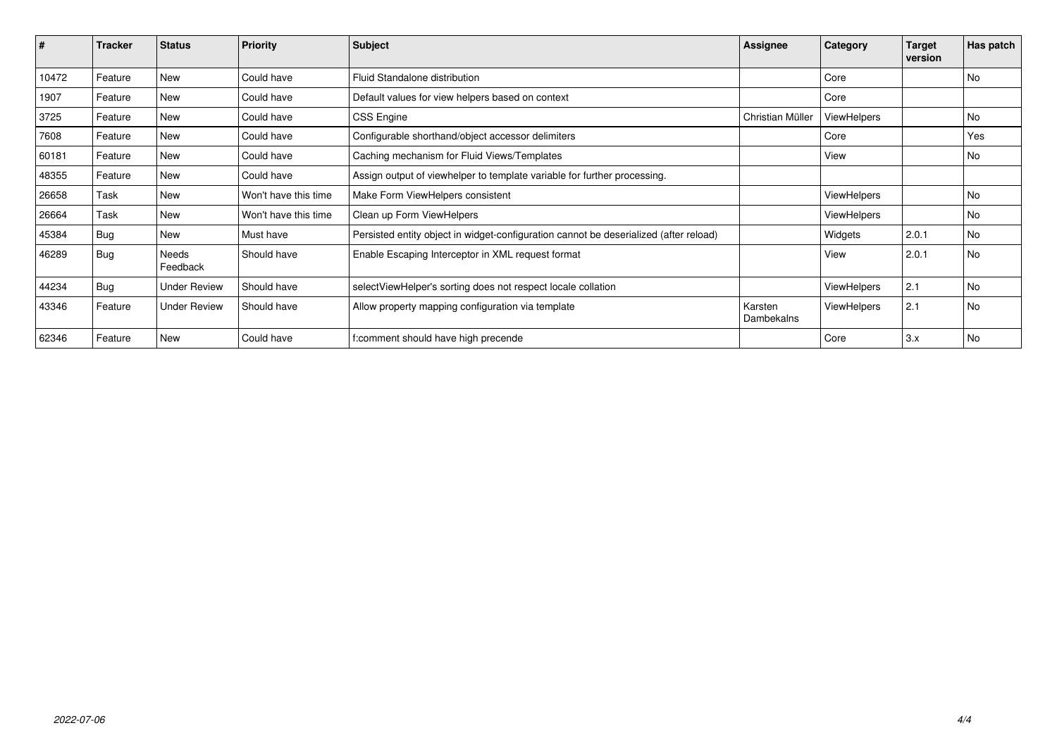| # | Tracker | Status | Priority | Subject | Assignee | Category | Target version | Has patch |
|---|---|---|---|---|---|---|---|---|
| 10472 | Feature | New | Could have | Fluid Standalone distribution | | Core | | No |
| 1907 | Feature | New | Could have | Default values for view helpers based on context | | Core | | |
| 3725 | Feature | New | Could have | CSS Engine | Christian Müller | ViewHelpers | | No |
| 7608 | Feature | New | Could have | Configurable shorthand/object accessor delimiters | | Core | | Yes |
| 60181 | Feature | New | Could have | Caching mechanism for Fluid Views/Templates | | View | | No |
| 48355 | Feature | New | Could have | Assign output of viewhelper to template variable for further processing. | | | | |
| 26658 | Task | New | Won't have this time | Make Form ViewHelpers consistent | | ViewHelpers | | No |
| 26664 | Task | New | Won't have this time | Clean up Form ViewHelpers | | ViewHelpers | | No |
| 45384 | Bug | New | Must have | Persisted entity object in widget-configuration cannot be deserialized (after reload) | | Widgets | 2.0.1 | No |
| 46289 | Bug | Needs Feedback | Should have | Enable Escaping Interceptor in XML request format | | View | 2.0.1 | No |
| 44234 | Bug | Under Review | Should have | selectViewHelper's sorting does not respect locale collation | | ViewHelpers | 2.1 | No |
| 43346 | Feature | Under Review | Should have | Allow property mapping configuration via template | Karsten Dambekalns | ViewHelpers | 2.1 | No |
| 62346 | Feature | New | Could have | f:comment should have high precende | | Core | 3.x | No |